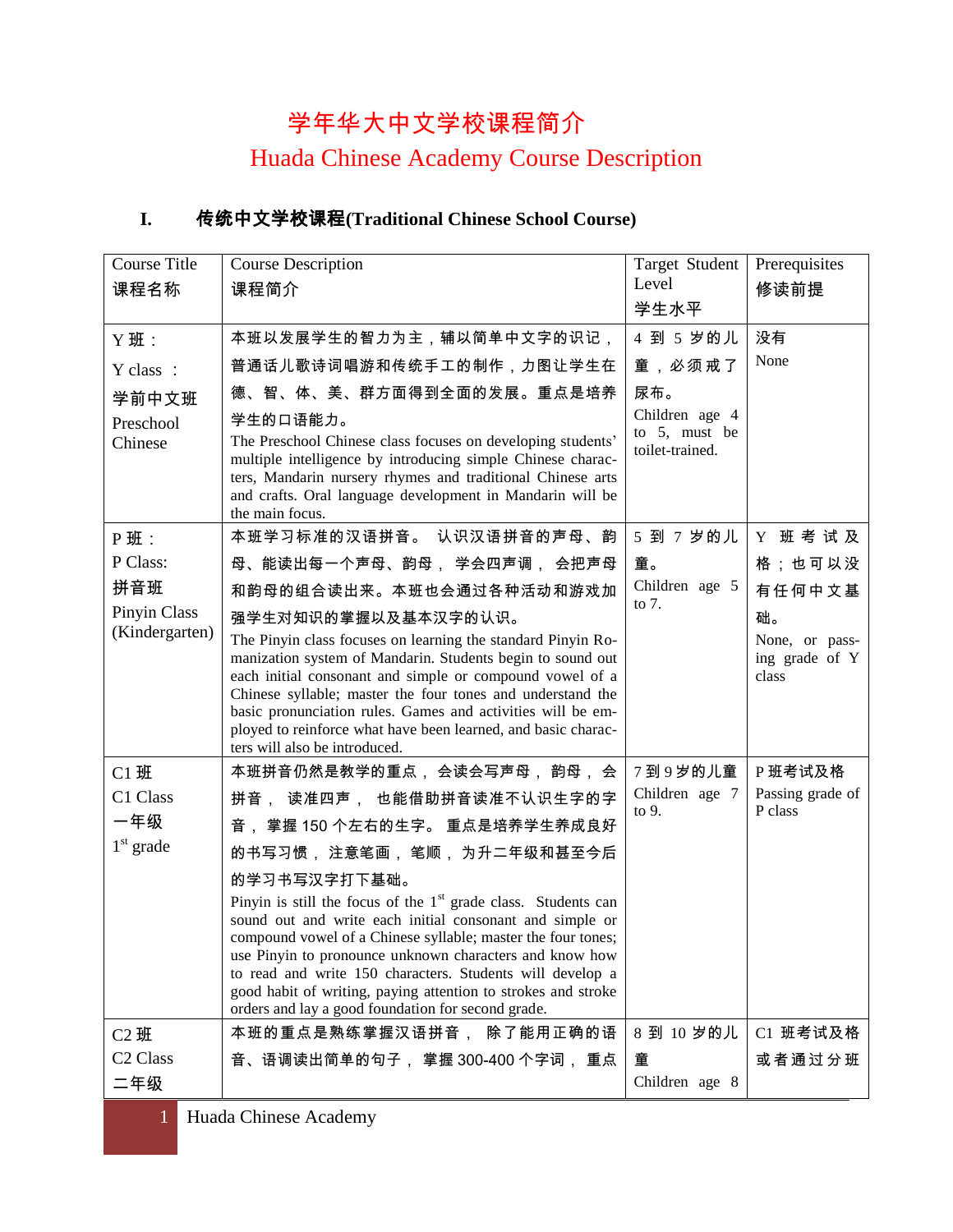# 学年华大中文学校课程简介

# Huada Chinese Academy Course Description

## I. 传统中文学校课程(Traditional Chinese School Course)

| Course Title<br>课程名称 | Course Description<br>课程简介 | Target Student Level<br>学生水平 | Prerequisites<br>修读前提 |
|---|---|---|---|
| Y 班：<br>Y class ：<br>学前中文班<br>Preschool Chinese | 本班以发展学生的智力为主，辅以简单中文字的识记，普通话儿歌诗词唱游和传统手工的制作，力图让学生在德、智、体、美、群方面得到全面的发展。重点是培养学生的口语能力。<br>The Preschool Chinese class focuses on developing students' multiple intelligence by introducing simple Chinese characters, Mandarin nursery rhymes and traditional Chinese arts and crafts. Oral language development in Mandarin will be the main focus. | 4 到 5 岁的儿童，必须戒了尿布。<br>Children age 4 to 5, must be toilet-trained. | 没有<br>None |
| P 班：<br>P Class:<br>拼音班<br>Pinyin Class (Kindergarten) | 本班学习标准的汉语拼音。 认识汉语拼音的声母、韵母、能读出每一个声母、韵母， 学会四声调， 会把声母和韵母的组合读出来。本班也会通过各种活动和游戏加强学生对知识的掌握以及基本汉字的认识。<br>The Pinyin class focuses on learning the standard Pinyin Romanization system of Mandarin. Students begin to sound out each initial consonant and simple or compound vowel of a Chinese syllable; master the four tones and understand the basic pronunciation rules. Games and activities will be employed to reinforce what have been learned, and basic characters will also be introduced. | 5 到 7 岁的儿童。<br>Children age 5 to 7. | Y 班考试及格；也可以没有任何中文基础。<br>None, or passing grade of Y class |
| C1 班<br>C1 Class<br>一年级<br>1st grade | 本班拼音仍然是教学的重点， 会读会写声母， 韵母， 会拼音， 读准四声， 也能借助拼音读准不认识生字的字音， 掌握 150 个左右的生字。 重点是培养学生养成良好的书写习惯， 注意笔画， 笔顺， 为升二年级和甚至今后的学习书写汉字打下基础。<br>Pinyin is still the focus of the 1st grade class. Students can sound out and write each initial consonant and simple or compound vowel of a Chinese syllable; master the four tones; use Pinyin to pronounce unknown characters and know how to read and write 150 characters. Students will develop a good habit of writing, paying attention to strokes and stroke orders and lay a good foundation for second grade. | 7 到 9 岁的儿童<br>Children age 7 to 9. | P 班考试及格<br>Passing grade of P class |
| C2 班<br>C2 Class<br>二年级 | 本班的重点是熟练掌握汉语拼音， 除了能用正确的语音、语调读出简单的句子， 掌握 300-400 个字词， 重点 | 8 到 10 岁的儿童<br>Children age 8 | C1 班考试及格或者通过分班 |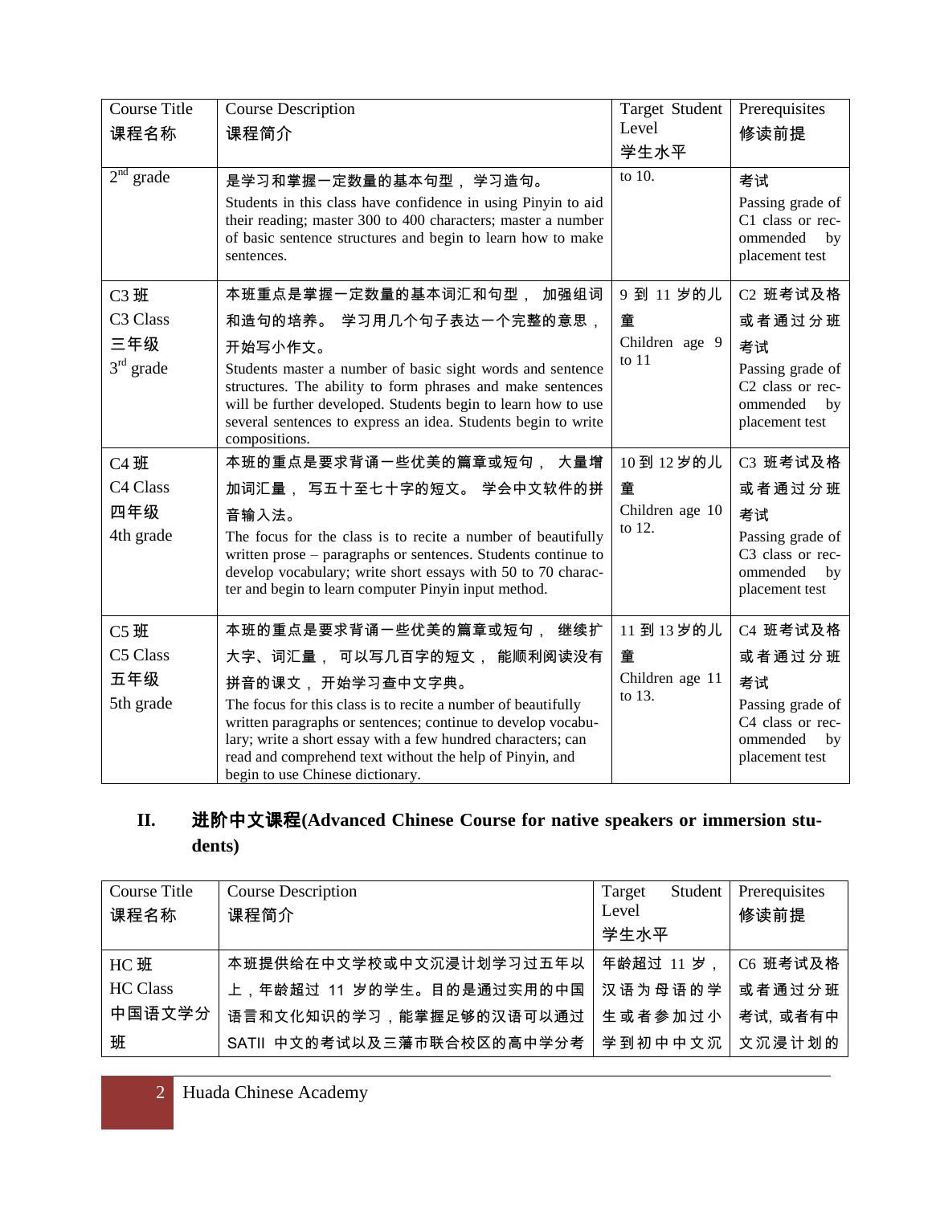| Course Title<br>课程名称 | Course Description<br>课程简介 | Target Student Level<br>学生水平 | Prerequisites<br>修读前提 |
| --- | --- | --- | --- |
| 2nd grade | 是学习和掌握一定数量的基本句型，学习造句。<br>Students in this class have confidence in using Pinyin to aid their reading; master 300 to 400 characters; master a number of basic sentence structures and begin to learn how to make sentences. | to 10. | 考试<br>Passing grade of C1 class or recommended by placement test |
| C3 班<br>C3 Class<br>三年级<br>3rd grade | 本班重点是掌握一定数量的基本词汇和句型， 加强组词和造句的培养。 学习用几个句子表达一个完整的意思，开始写小作文。<br>Students master a number of basic sight words and sentence structures. The ability to form phrases and make sentences will be further developed. Students begin to learn how to use several sentences to express an idea. Students begin to write compositions. | 9 到 11 岁的儿童<br>Children age 9 to 11 | C2 班考试及格或者通过分班考试<br>Passing grade of C2 class or recommended by placement test |
| C4 班<br>C4 Class<br>四年级<br>4th grade | 本班的重点是要求背诵一些优美的篇章或短句， 大量增加词汇量， 写五十至七十字的短文。 学会中文软件的拼音输入法。<br>The focus for the class is to recite a number of beautifully written prose – paragraphs or sentences. Students continue to develop vocabulary; write short essays with 50 to 70 character and begin to learn computer Pinyin input method. | 10 到 12 岁的儿童<br>Children age 10 to 12. | C3 班考试及格或者通过分班考试<br>Passing grade of C3 class or recommended by placement test |
| C5 班<br>C5 Class<br>五年级<br>5th grade | 本班的重点是要求背诵一些优美的篇章或短句， 继续扩大字、词汇量， 可以写几百字的短文， 能顺利阅读没有拼音的课文，开始学习查中文字典。<br>The focus for this class is to recite a number of beautifully written paragraphs or sentences; continue to develop vocabulary; write a short essay with a few hundred characters; can read and comprehend text without the help of Pinyin, and begin to use Chinese dictionary. | 11 到 13 岁的儿童<br>Children age 11 to 13. | C4 班考试及格或者通过分班考试<br>Passing grade of C4 class or recommended by placement test |

## II. 进阶中文课程(Advanced Chinese Course for native speakers or immersion students)

| Course Title<br>课程名称 | Course Description<br>课程简介 | Target Student Level<br>学生水平 | Prerequisites<br>修读前提 |
| --- | --- | --- | --- |
| HC 班<br>HC Class<br>中国语文学分班 | 本班提供给在中文学校或中文沉浸计划学习过五年以上，年龄超过 11 岁的学生。目的是通过实用的中国语言和文化知识的学习，能掌握足够的汉语可以通过SATII 中文的考试以及三藩市联合校区的高中学分考 | 年龄超过 11 岁，汉语为母语的学生或者参加过小学到初中中文沉 | C6 班考试及格或者通过分班考试, 或者有中文沉浸计划的 |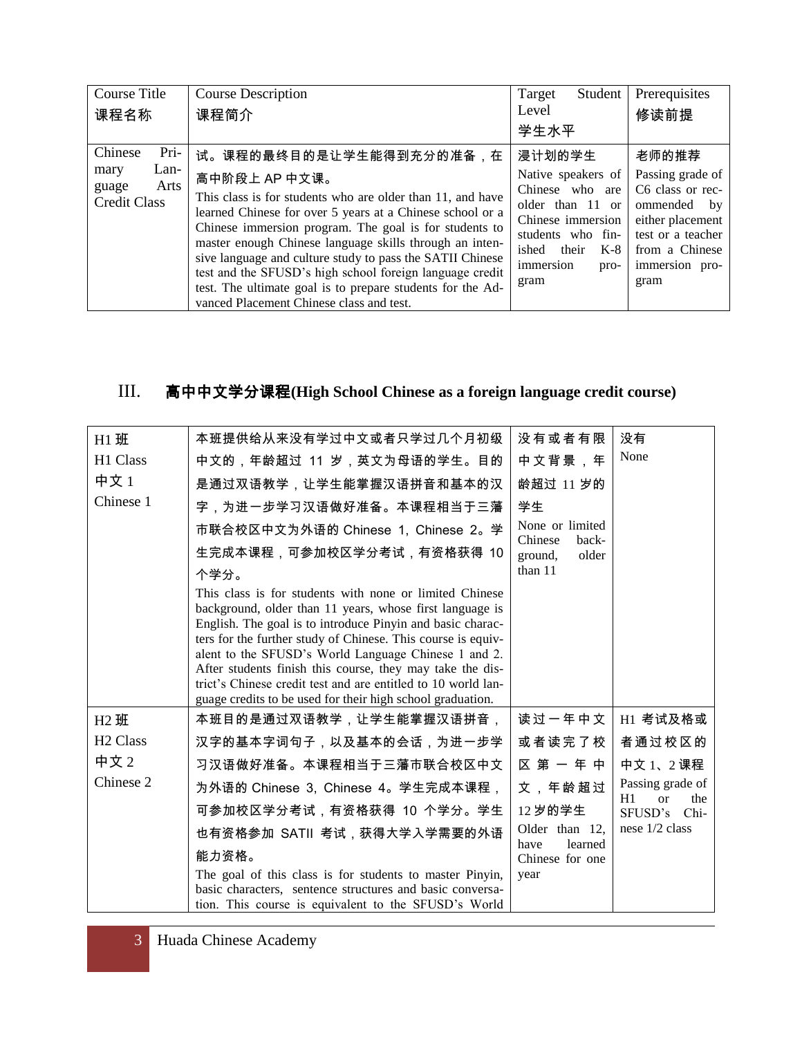| Course Title 课程名称 | Course Description 课程简介 | Target Student Level 学生水平 | Prerequisites 修读前提 |
|---|---|---|---|
| Chinese Primary Language Arts Credit Class | 试。课程的最终目的是让学生能得到充分的准备，在高中阶段上 AP 中文课。<br>This class is for students who are older than 11, and have learned Chinese for over 5 years at a Chinese school or a Chinese immersion program. The goal is for students to master enough Chinese language skills through an intensive language and culture study to pass the SATII Chinese test and the SFUSD's high school foreign language credit test. The ultimate goal is to prepare students for the Advanced Placement Chinese class and test. | 浸计划的学生<br>Native speakers of Chinese who are older than 11 or Chinese immersion students who finished their K-8 immersion program | 老师的推荐<br>Passing grade of C6 class or recommended by either placement test or a teacher from a Chinese immersion program |

## III. 高中中文学分课程(High School Chinese as a foreign language credit course)

| | | | |
|---|---|---|---|
| H1 班<br>H1 Class<br>中文 1<br>Chinese 1 | 本班提供给从来没有学过中文或者只学过几个月初级中文的，年龄超过 11 岁，英文为母语的学生。目的是通过双语教学，让学生能掌握汉语拼音和基本的汉字，为进一步学习汉语做好准备。本课程相当于三藩市联合校区中文为外语的 Chinese 1, Chinese 2。学生完成本课程，可参加校区学分考试，有资格获得 10 个学分。<br>This class is for students with none or limited Chinese background, older than 11 years, whose first language is English. The goal is to introduce Pinyin and basic characters for the further study of Chinese. This course is equivalent to the SFUSD's World Language Chinese 1 and 2. After students finish this course, they may take the district's Chinese credit test and are entitled to 10 world language credits to be used for their high school graduation. | 没有或者有限中文背景，年龄超过 11 岁的学生<br>None or limited Chinese background, older than 11 | 没有<br>None |
| H2 班<br>H2 Class<br>中文 2<br>Chinese 2 | 本班目的是通过双语教学，让学生能掌握汉语拼音，汉字的基本字词句子，以及基本的会话，为进一步学习汉语做好准备。本课程相当于三藩市联合校区中文为外语的 Chinese 3, Chinese 4。学生完成本课程，可参加校区学分考试，有资格获得 10 个学分。学生也有资格参加 SATII 考试，获得大学入学需要的外语能力资格。<br>The goal of this class is for students to master Pinyin, basic characters, sentence structures and basic conversation. This course is equivalent to the SFUSD's World | 读过一年中文或者读完了校区第一年中文，年龄超过 12 岁的学生<br>Older than 12, have learned Chinese for one year | H1 考试及格或者通过校区的中文 1、2 课程<br>Passing grade of H1 or the SFUSD's Chinese 1/2 class |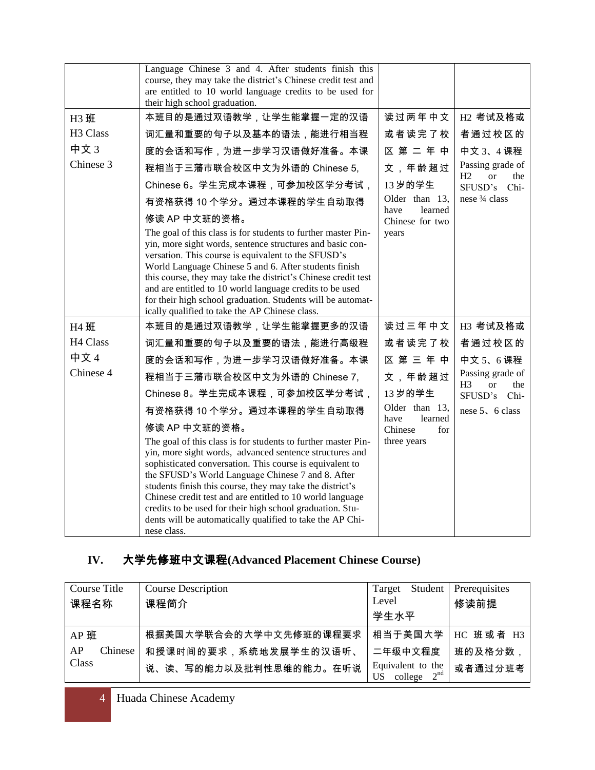| | | | |
|---|---|---|---|
| | Language Chinese 3 and 4. After students finish this course, they may take the district's Chinese credit test and are entitled to 10 world language credits to be used for their high school graduation. | | |
| H3 班<br>H3 Class<br>中文 3<br>Chinese 3 | 本班目的是通过双语教学，让学生能掌握一定的汉语词汇量和重要的句子以及基本的语法，能进行相当程度的会话和写作，为进一步学习汉语做好准备。本课程相当于三藩市联合校区中文为外语的 Chinese 5, Chinese 6。学生完成本课程，可参加校区学分考试，有资格获得 10 个学分。通过本课程的学生自动取得修读 AP 中文班的资格。<br>The goal of this class is for students to further master Pinyin, more sight words, sentence structures and basic conversation. This course is equivalent to the SFUSD's World Language Chinese 5 and 6. After students finish this course, they may take the district's Chinese credit test and are entitled to 10 world language credits to be used for their high school graduation. Students will be automatically qualified to take the AP Chinese class. | 读过两年中文或者读完了校区第二年中文，年龄超过 13 岁的学生<br>Older than 13, have learned Chinese for two years | H2 考试及格或者通过校区的中文 3、4 课程<br>Passing grade of H2 or the SFUSD's Chinese ¾ class |
| H4 班<br>H4 Class<br>中文 4<br>Chinese 4 | 本班目的是通过双语教学，让学生能掌握更多的汉语词汇量和重要的句子以及重要的语法，能进行高级程度的会话和写作，为进一步学习汉语做好准备。本课程相当于三藩市联合校区中文为外语的 Chinese 7, Chinese 8。学生完成本课程，可参加校区学分考试，有资格获得 10 个学分。通过本课程的学生自动取得修读 AP 中文班的资格。<br>The goal of this class is for students to further master Pinyin, more sight words, advanced sentence structures and sophisticated conversation. This course is equivalent to the SFUSD's World Language Chinese 7 and 8. After students finish this course, they may take the district's Chinese credit test and are entitled to 10 world language credits to be used for their high school graduation. Students will be automatically qualified to take the AP Chinese class. | 读过三年中文或者读完了校区第三年中文，年龄超过 13 岁的学生<br>Older than 13, have learned Chinese for three years | H3 考试及格或者通过校区的中文 5、6 课程<br>Passing grade of H3 or the SFUSD's Chinese 5、6 class |

## IV. 大学先修班中文课程(Advanced Placement Chinese Course)

| Course Title<br>课程名称 | Course Description<br>课程简介 | Target Student Level<br>学生水平 | Prerequisites<br>修读前提 |
|---|---|---|---|
| AP 班<br>AP Chinese Class | 根据美国大学联合会的大学中文先修班的课程要求和授课时间的要求，系统地发展学生的汉语听、说、读、写的能力以及批判性思维的能力。在听说 | 相当于美国大学二年级中文程度<br>Equivalent to the US college 2nd | HC 班或者 H3 班的及格分数，或者通过分班考 |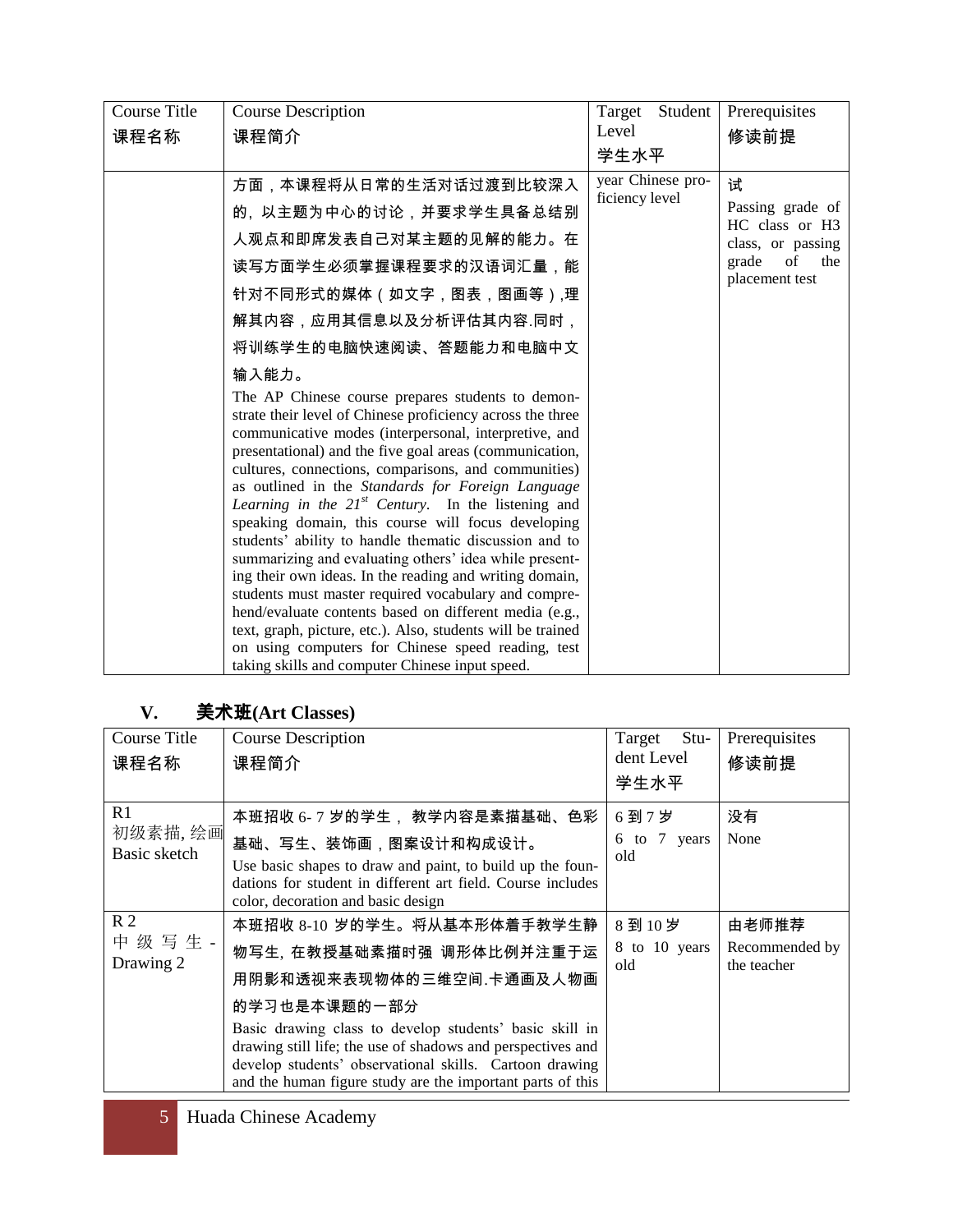| Course Title 课程名称 | Course Description 课程简介 | Target Student Level 学生水平 | Prerequisites 修读前提 |
| --- | --- | --- | --- |
| | 方面，本课程将从日常的生活对话过渡到比较深入的，以主题为中心的讨论，并要求学生具备总结别人观点和即席发表自己对某主题的见解的能力。在读写方面学生必须掌握课程要求的汉语词汇量，能针对不同形式的媒体（如文字，图表，图画等）,理解其内容，应用其信息以及分析评估其内容.同时，将训练学生的电脑快速阅读、答题能力和电脑中文输入能力。<br>The AP Chinese course prepares students to demonstrate their level of Chinese proficiency across the three communicative modes (interpersonal, interpretive, and presentational) and the five goal areas (communication, cultures, connections, comparisons, and communities) as outlined in the *Standards for Foreign Language Learning in the 21st Century*. In the listening and speaking domain, this course will focus developing students' ability to handle thematic discussion and to summarizing and evaluating others' idea while presenting their own ideas. In the reading and writing domain, students must master required vocabulary and comprehend/evaluate contents based on different media (e.g., text, graph, picture, etc.). Also, students will be trained on using computers for Chinese speed reading, test taking skills and computer Chinese input speed. | year Chinese proficiency level | 试<br>Passing grade of HC class or H3 class, or passing grade of the placement test |

## V. 美术班(Art Classes)

| Course Title 课程名称 | Course Description 课程简介 | Target Student Level 学生水平 | Prerequisites 修读前提 |
| --- | --- | --- | --- |
| R1<br>初级素描, 绘画<br>Basic sketch | 本班招收 6- 7 岁的学生， 教学内容是素描基础、色彩基础、写生、装饰画，图案设计和构成设计。<br>Use basic shapes to draw and paint, to build up the foundations for student in different art field. Course includes color, decoration and basic design | 6 到 7 岁<br>6 to 7 years old | 没有<br>None |
| R 2<br>中级写生 - Drawing 2 | 本班招收 8-10 岁的学生。将从基本形体着手教学生静物写生, 在教授基础素描时强 调形体比例并注重于运用阴影和透视来表现物体的三维空间.卡通画及人物画的学习也是本课题的一部分<br>Basic drawing class to develop students' basic skill in drawing still life; the use of shadows and perspectives and develop students' observational skills. Cartoon drawing and the human figure study are the important parts of this | 8 到 10 岁<br>8 to 10 years old | 由老师推荐<br>Recommended by the teacher |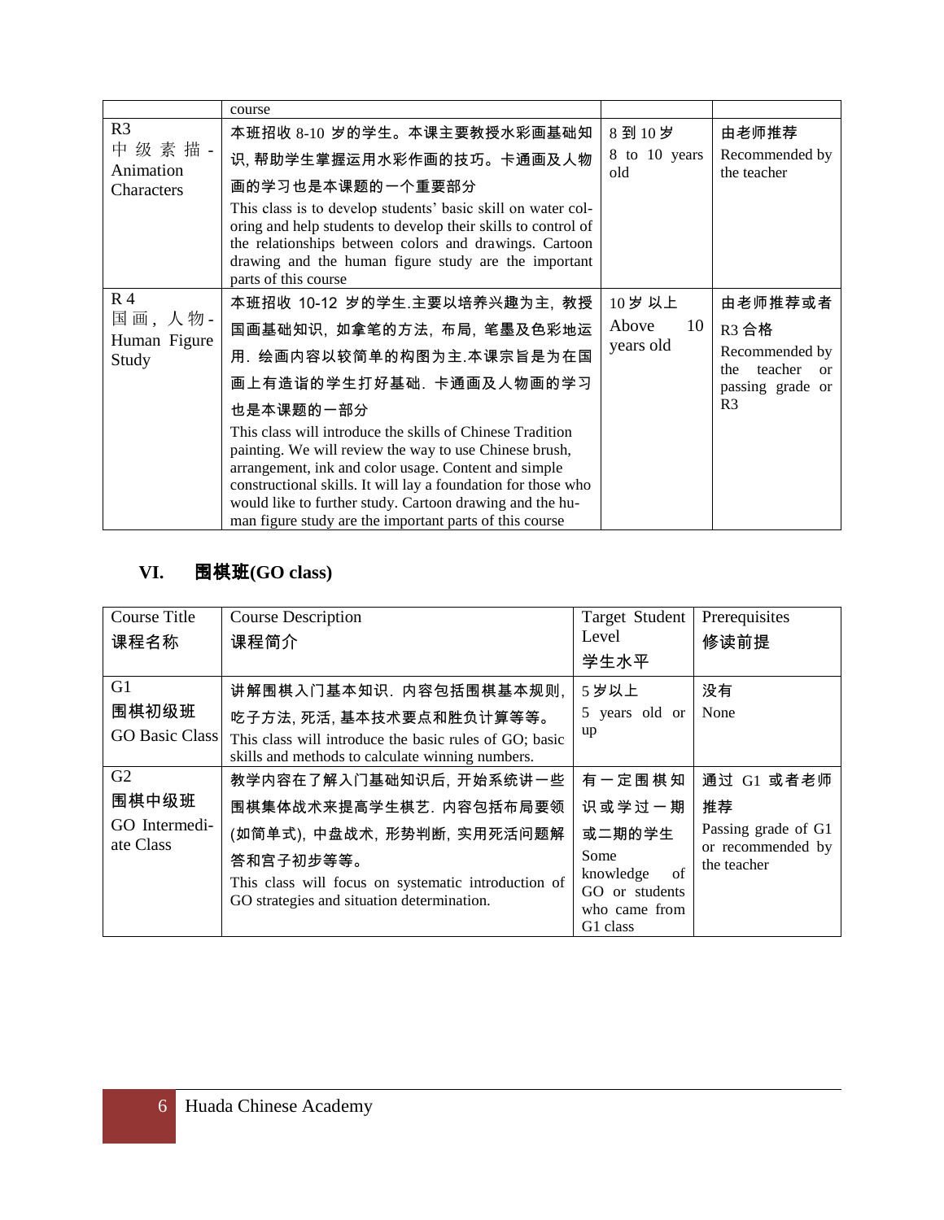| | | | |
|---|---|---|---|
| | course | | |
| R3<br>中级素描 - Animation Characters | 本班招收 8-10 岁的学生。本课主要教授水彩画基础知识, 帮助学生掌握运用水彩作画的技巧。卡通画及人物画的学习也是本课题的一个重要部分<br>This class is to develop students' basic skill on water coloring and help students to develop their skills to control of the relationships between colors and drawings. Cartoon drawing and the human figure study are the important parts of this course | 8 到 10 岁<br>8 to 10 years old | 由老师推荐<br>Recommended by the teacher |
| R 4<br>国画，人物 - Human Figure Study | 本班招收 10-12 岁的学生.主要以培养兴趣为主, 教授国画基础知识, 如拿笔的方法, 布局, 笔墨及色彩地运用. 绘画内容以较简单的构图为主.本课宗旨是为在国画上有造诣的学生打好基础. 卡通画及人物画的学习也是本课题的一部分<br>This class will introduce the skills of Chinese Tradition painting. We will review the way to use Chinese brush, arrangement, ink and color usage. Content and simple constructional skills. It will lay a foundation for those who would like to further study. Cartoon drawing and the human figure study are the important parts of this course | 10 岁 以上<br>Above 10 years old | 由老师推荐或者 R3 合格<br>Recommended by the teacher or passing grade or R3 |

## VI. 围棋班(GO class)

| Course Title<br>课程名称 | Course Description<br>课程简介 | Target Student Level<br>学生水平 | Prerequisites<br>修读前提 |
|---|---|---|---|
| G1<br>围棋初级班<br>GO Basic Class | 讲解围棋入门基本知识. 内容包括围棋基本规则, 吃子方法, 死活, 基本技术要点和胜负计算等等。<br>This class will introduce the basic rules of GO; basic skills and methods to calculate winning numbers. | 5 岁以上<br>5 years old or up | 没有<br>None |
| G2<br>围棋中级班<br>GO Intermediate Class | 教学内容在了解入门基础知识后, 开始系统讲一些围棋集体战术来提高学生棋艺. 内容包括布局要领(如简单式), 中盘战术, 形势判断, 实用死活问题解答和宫子初步等等。<br>This class will focus on systematic introduction of GO strategies and situation determination. | 有一定围棋知识或学过一期或二期的学生<br>Some knowledge of GO or students who came from G1 class | 通过 G1 或者老师推荐<br>Passing grade of G1 or recommended by the teacher |